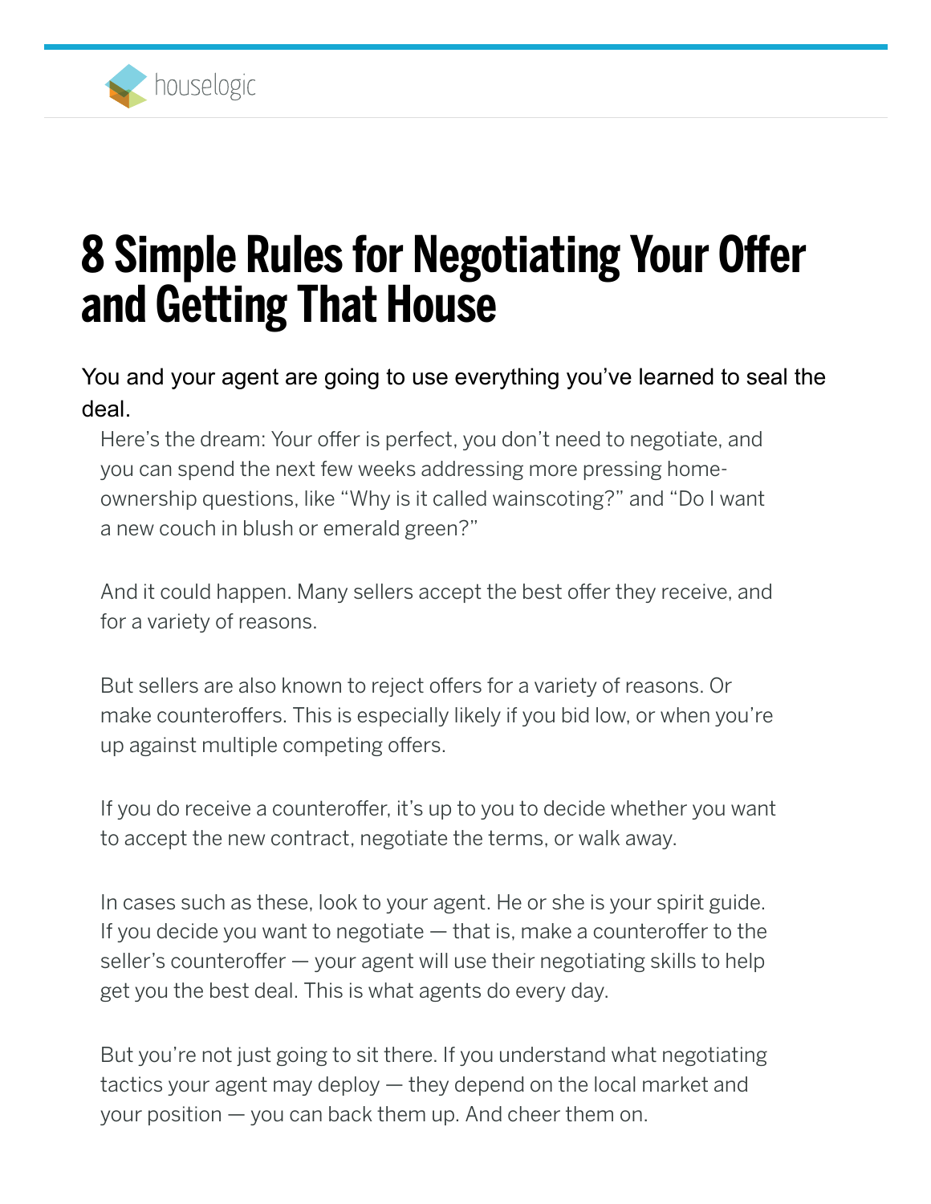houselogic

# 8 Simple Rules for Negotiating Your Offer and Getting That House

You and your agent are going to use everything you've learned to seal the deal.

Here's the dream: Your offer is perfect, you don't need to negotiate, and you can spend the next few weeks addressing more pressing home-ownership questions, like "Why is it called wainscoting?" and "Do I want a new couch in blush or emerald green?"

And it could happen. Many sellers accept the best offer they receive, and for a variety of reasons.

But sellers are also known to reject offers for a variety of reasons. Or make counteroffers. This is especially likely if you bid low, or when you're up against multiple competing offers.

If you do receive a counteroffer, it's up to you to decide whether you want to accept the new contract, negotiate the terms, or walk away.

In cases such as these, look to your agent. He or she is your spirit guide. If you decide you want to negotiate — that is, make a counteroffer to the seller's counteroffer — your agent will use their negotiating skills to help get you the best deal. This is what agents do every day.

But you're not just going to sit there. If you understand what negotiating tactics your agent may deploy — they depend on the local market and your position — you can back them up. And cheer them on.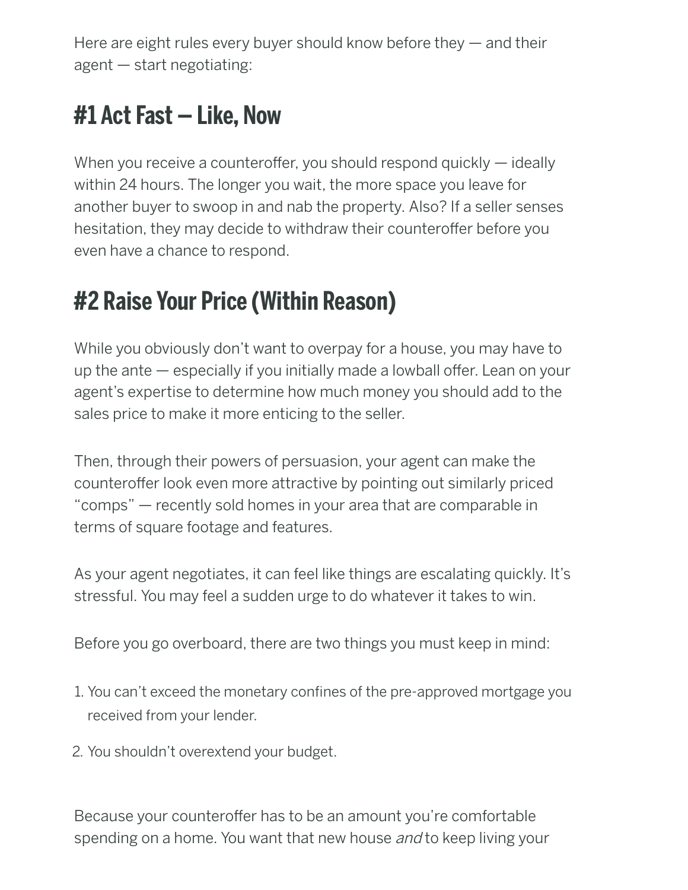Here are eight rules every buyer should know before they — and their agent — start negotiating:

## #1 Act Fast — Like, Now

When you receive a counteroffer, you should respond quickly — ideally within 24 hours. The longer you wait, the more space you leave for another buyer to swoop in and nab the property. Also? If a seller senses hesitation, they may decide to withdraw their counteroffer before you even have a chance to respond.

## #2 Raise Your Price (Within Reason)

While you obviously don't want to overpay for a house, you may have to up the ante — especially if you initially made a lowball offer. Lean on your agent's expertise to determine how much money you should add to the sales price to make it more enticing to the seller.

Then, through their powers of persuasion, your agent can make the counteroffer look even more attractive by pointing out similarly priced "comps" — recently sold homes in your area that are comparable in terms of square footage and features.

As your agent negotiates, it can feel like things are escalating quickly. It's stressful. You may feel a sudden urge to do whatever it takes to win.

Before you go overboard, there are two things you must keep in mind:

1. You can't exceed the monetary confines of the pre-approved mortgage you received from your lender.
2. You shouldn't overextend your budget.

Because your counteroffer has to be an amount you're comfortable spending on a home. You want that new house *and* to keep living your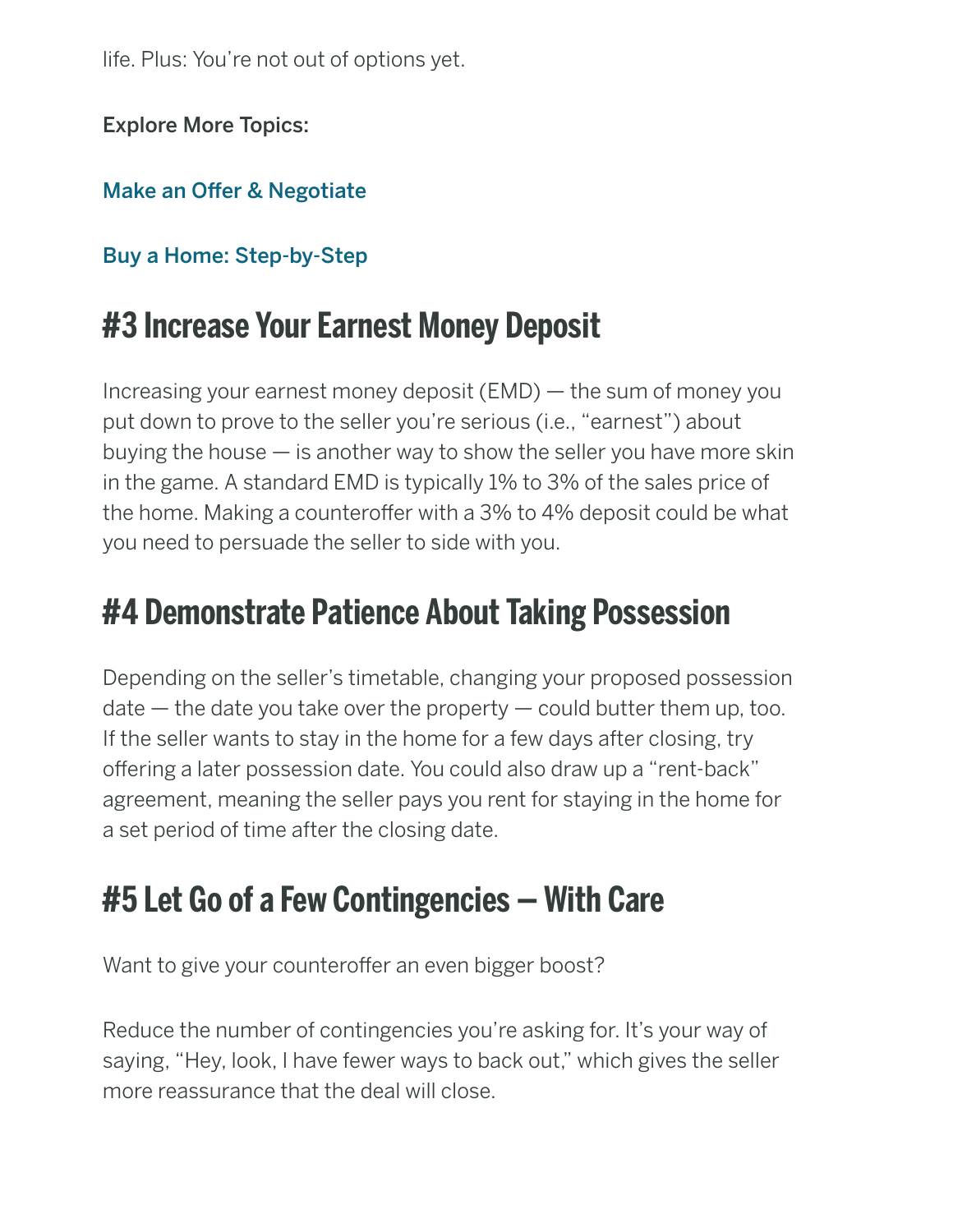life. Plus: You're not out of options yet.

**Explore More Topics:**

**Make an Offer & Negotiate**

**Buy a Home: Step-by-Step**

## #3 Increase Your Earnest Money Deposit

Increasing your earnest money deposit (EMD) — the sum of money you put down to prove to the seller you're serious (i.e., "earnest") about buying the house — is another way to show the seller you have more skin in the game. A standard EMD is typically 1% to 3% of the sales price of the home. Making a counteroffer with a 3% to 4% deposit could be what you need to persuade the seller to side with you.

## #4 Demonstrate Patience About Taking Possession

Depending on the seller's timetable, changing your proposed possession date — the date you take over the property — could butter them up, too. If the seller wants to stay in the home for a few days after closing, try offering a later possession date. You could also draw up a "rent-back" agreement, meaning the seller pays you rent for staying in the home for a set period of time after the closing date.

## #5 Let Go of a Few Contingencies — With Care

Want to give your counteroffer an even bigger boost?

Reduce the number of contingencies you're asking for. It's your way of saying, "Hey, look, I have fewer ways to back out," which gives the seller more reassurance that the deal will close.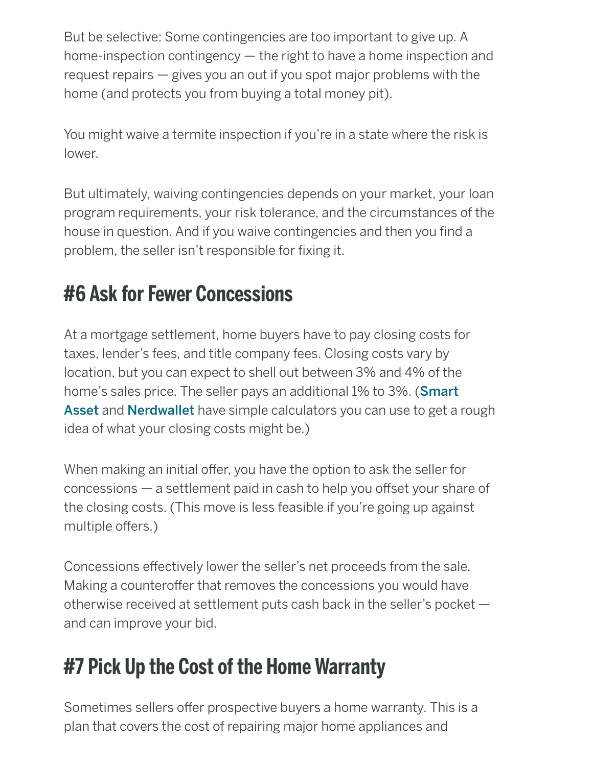But be selective: Some contingencies are too important to give up. A home-inspection contingency — the right to have a home inspection and request repairs — gives you an out if you spot major problems with the home (and protects you from buying a total money pit).

You might waive a termite inspection if you're in a state where the risk is lower.

But ultimately, waiving contingencies depends on your market, your loan program requirements, your risk tolerance, and the circumstances of the house in question. And if you waive contingencies and then you find a problem, the seller isn't responsible for fixing it.

## #6 Ask for Fewer Concessions

At a mortgage settlement, home buyers have to pay closing costs for taxes, lender's fees, and title company fees. Closing costs vary by location, but you can expect to shell out between 3% and 4% of the home's sales price. The seller pays an additional 1% to 3%. (**Smart Asset** and **Nerdwallet** have simple calculators you can use to get a rough idea of what your closing costs might be.)

When making an initial offer, you have the option to ask the seller for concessions — a settlement paid in cash to help you offset your share of the closing costs. (This move is less feasible if you're going up against multiple offers.)

Concessions effectively lower the seller's net proceeds from the sale. Making a counteroffer that removes the concessions you would have otherwise received at settlement puts cash back in the seller's pocket — and can improve your bid.

## #7 Pick Up the Cost of the Home Warranty

Sometimes sellers offer prospective buyers a home warranty. This is a plan that covers the cost of repairing major home appliances and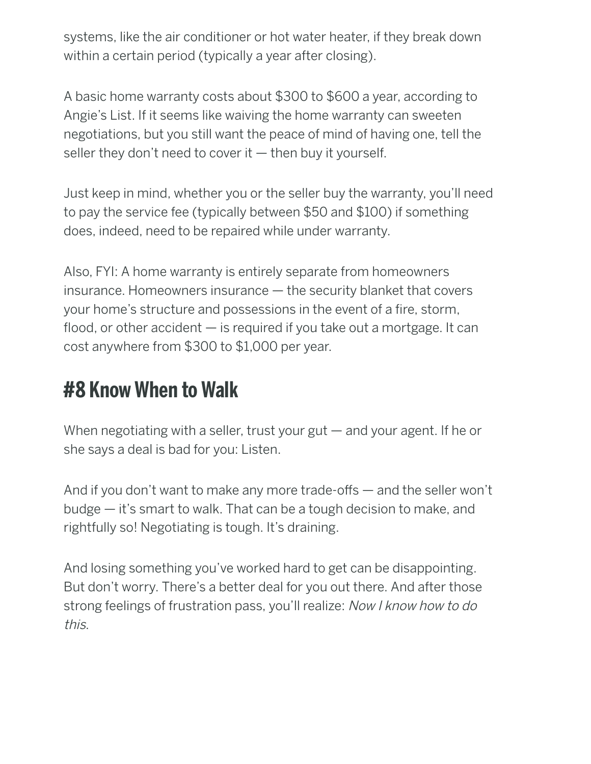systems, like the air conditioner or hot water heater, if they break down within a certain period (typically a year after closing).

A basic home warranty costs about $300 to $600 a year, according to Angie's List. If it seems like waiving the home warranty can sweeten negotiations, but you still want the peace of mind of having one, tell the seller they don't need to cover it — then buy it yourself.

Just keep in mind, whether you or the seller buy the warranty, you'll need to pay the service fee (typically between $50 and $100) if something does, indeed, need to be repaired while under warranty.

Also, FYI: A home warranty is entirely separate from homeowners insurance. Homeowners insurance — the security blanket that covers your home's structure and possessions in the event of a fire, storm, flood, or other accident — is required if you take out a mortgage. It can cost anywhere from $300 to $1,000 per year.

## #8 Know When to Walk

When negotiating with a seller, trust your gut — and your agent. If he or she says a deal is bad for you: Listen.

And if you don't want to make any more trade-offs — and the seller won't budge — it's smart to walk. That can be a tough decision to make, and rightfully so! Negotiating is tough. It's draining.

And losing something you've worked hard to get can be disappointing. But don't worry. There's a better deal for you out there. And after those strong feelings of frustration pass, you'll realize: *Now I know how to do this*.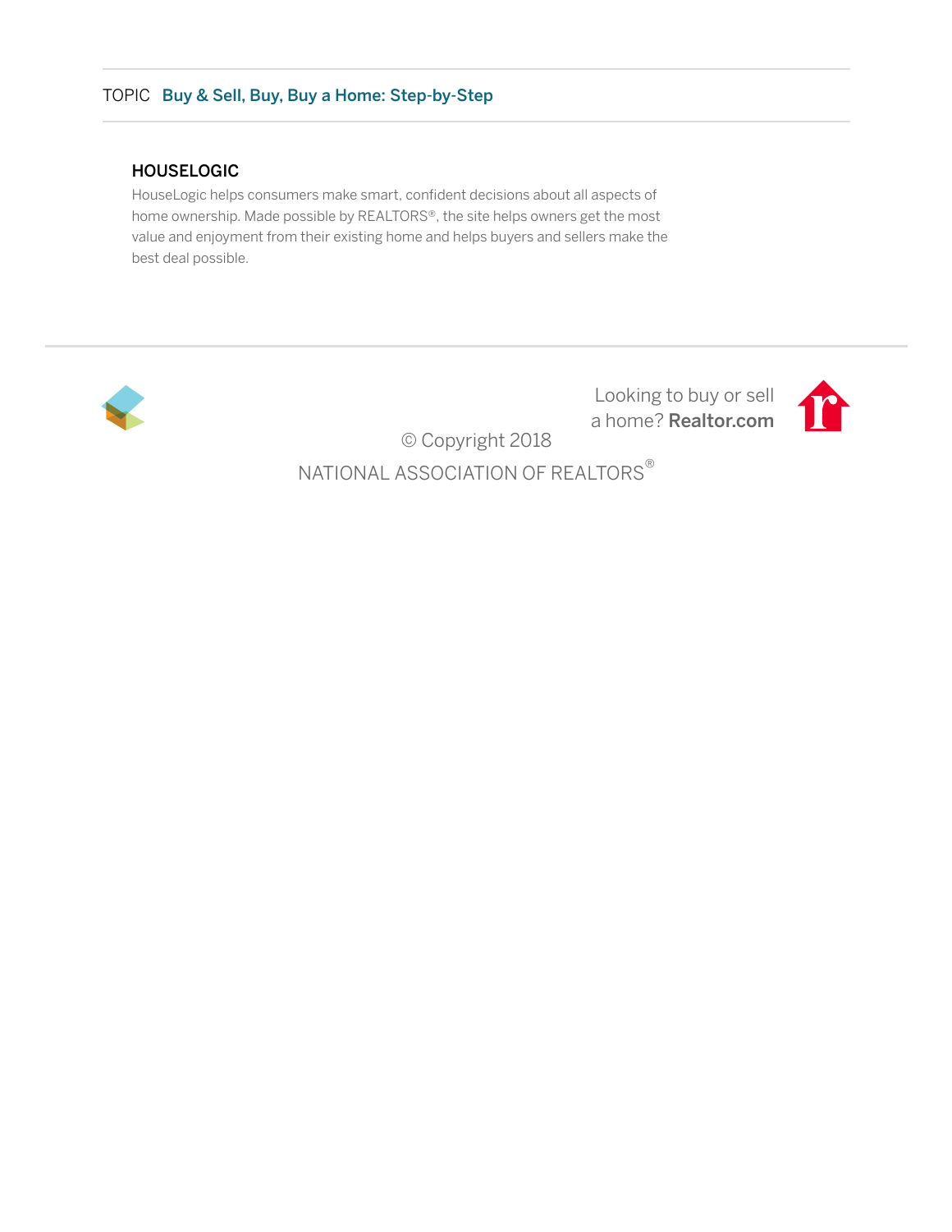TOPIC **Buy & Sell, Buy, Buy a Home: Step-by-Step**

### HOUSELOGIC

HouseLogic helps consumers make smart, confident decisions about all aspects of home ownership. Made possible by REALTORS®, the site helps owners get the most value and enjoyment from their existing home and helps buyers and sellers make the best deal possible.

Looking to buy or sell a home? **Realtor.com**

© Copyright 2018

NATIONAL ASSOCIATION OF REALTORS®